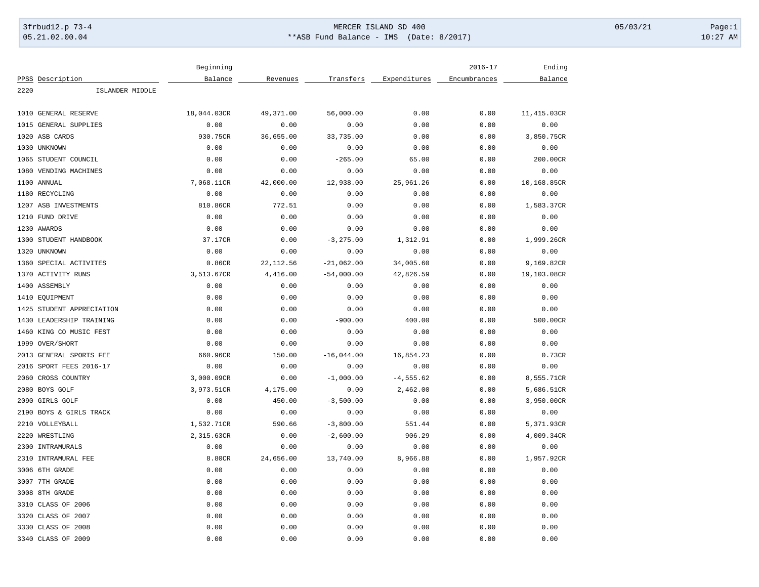# MERCER ISLAND SD 400

## **ASB Fund Balance - IMS (Date: 8/2017)

| PPSS | Description | Beginning Balance | Revenues | Transfers | Expenditures | 2016-17 Encumbrances | Ending Balance |
|---|---|---|---|---|---|---|---|
| 2220 | ISLANDER MIDDLE | | | | | | |
| 1010 | GENERAL RESERVE | 18,044.03CR | 49,371.00 | 56,000.00 | 0.00 | 0.00 | 11,415.03CR |
| 1015 | GENERAL SUPPLIES | 0.00 | 0.00 | 0.00 | 0.00 | 0.00 | 0.00 |
| 1020 | ASB CARDS | 930.75CR | 36,655.00 | 33,735.00 | 0.00 | 0.00 | 3,850.75CR |
| 1030 | UNKNOWN | 0.00 | 0.00 | 0.00 | 0.00 | 0.00 | 0.00 |
| 1065 | STUDENT COUNCIL | 0.00 | 0.00 | -265.00 | 65.00 | 0.00 | 200.00CR |
| 1080 | VENDING MACHINES | 0.00 | 0.00 | 0.00 | 0.00 | 0.00 | 0.00 |
| 1100 | ANNUAL | 7,068.11CR | 42,000.00 | 12,938.00 | 25,961.26 | 0.00 | 10,168.85CR |
| 1180 | RECYCLING | 0.00 | 0.00 | 0.00 | 0.00 | 0.00 | 0.00 |
| 1207 | ASB INVESTMENTS | 810.86CR | 772.51 | 0.00 | 0.00 | 0.00 | 1,583.37CR |
| 1210 | FUND DRIVE | 0.00 | 0.00 | 0.00 | 0.00 | 0.00 | 0.00 |
| 1230 | AWARDS | 0.00 | 0.00 | 0.00 | 0.00 | 0.00 | 0.00 |
| 1300 | STUDENT HANDBOOK | 37.17CR | 0.00 | -3,275.00 | 1,312.91 | 0.00 | 1,999.26CR |
| 1320 | UNKNOWN | 0.00 | 0.00 | 0.00 | 0.00 | 0.00 | 0.00 |
| 1360 | SPECIAL ACTIVITES | 0.86CR | 22,112.56 | -21,062.00 | 34,005.60 | 0.00 | 9,169.82CR |
| 1370 | ACTIVITY RUNS | 3,513.67CR | 4,416.00 | -54,000.00 | 42,826.59 | 0.00 | 19,103.08CR |
| 1400 | ASSEMBLY | 0.00 | 0.00 | 0.00 | 0.00 | 0.00 | 0.00 |
| 1410 | EQUIPMENT | 0.00 | 0.00 | 0.00 | 0.00 | 0.00 | 0.00 |
| 1425 | STUDENT APPRECIATION | 0.00 | 0.00 | 0.00 | 0.00 | 0.00 | 0.00 |
| 1430 | LEADERSHIP TRAINING | 0.00 | 0.00 | -900.00 | 400.00 | 0.00 | 500.00CR |
| 1460 | KING CO MUSIC FEST | 0.00 | 0.00 | 0.00 | 0.00 | 0.00 | 0.00 |
| 1999 | OVER/SHORT | 0.00 | 0.00 | 0.00 | 0.00 | 0.00 | 0.00 |
| 2013 | GENERAL SPORTS FEE | 660.96CR | 150.00 | -16,044.00 | 16,854.23 | 0.00 | 0.73CR |
| 2016 | SPORT FEES 2016-17 | 0.00 | 0.00 | 0.00 | 0.00 | 0.00 | 0.00 |
| 2060 | CROSS COUNTRY | 3,000.09CR | 0.00 | -1,000.00 | -4,555.62 | 0.00 | 8,555.71CR |
| 2080 | BOYS GOLF | 3,973.51CR | 4,175.00 | 0.00 | 2,462.00 | 0.00 | 5,686.51CR |
| 2090 | GIRLS GOLF | 0.00 | 450.00 | -3,500.00 | 0.00 | 0.00 | 3,950.00CR |
| 2190 | BOYS & GIRLS TRACK | 0.00 | 0.00 | 0.00 | 0.00 | 0.00 | 0.00 |
| 2210 | VOLLEYBALL | 1,532.71CR | 590.66 | -3,800.00 | 551.44 | 0.00 | 5,371.93CR |
| 2220 | WRESTLING | 2,315.63CR | 0.00 | -2,600.00 | 906.29 | 0.00 | 4,009.34CR |
| 2300 | INTRAMURALS | 0.00 | 0.00 | 0.00 | 0.00 | 0.00 | 0.00 |
| 2310 | INTRAMURAL FEE | 8.80CR | 24,656.00 | 13,740.00 | 8,966.88 | 0.00 | 1,957.92CR |
| 3006 | 6TH GRADE | 0.00 | 0.00 | 0.00 | 0.00 | 0.00 | 0.00 |
| 3007 | 7TH GRADE | 0.00 | 0.00 | 0.00 | 0.00 | 0.00 | 0.00 |
| 3008 | 8TH GRADE | 0.00 | 0.00 | 0.00 | 0.00 | 0.00 | 0.00 |
| 3310 | CLASS OF 2006 | 0.00 | 0.00 | 0.00 | 0.00 | 0.00 | 0.00 |
| 3320 | CLASS OF 2007 | 0.00 | 0.00 | 0.00 | 0.00 | 0.00 | 0.00 |
| 3330 | CLASS OF 2008 | 0.00 | 0.00 | 0.00 | 0.00 | 0.00 | 0.00 |
| 3340 | CLASS OF 2009 | 0.00 | 0.00 | 0.00 | 0.00 | 0.00 | 0.00 |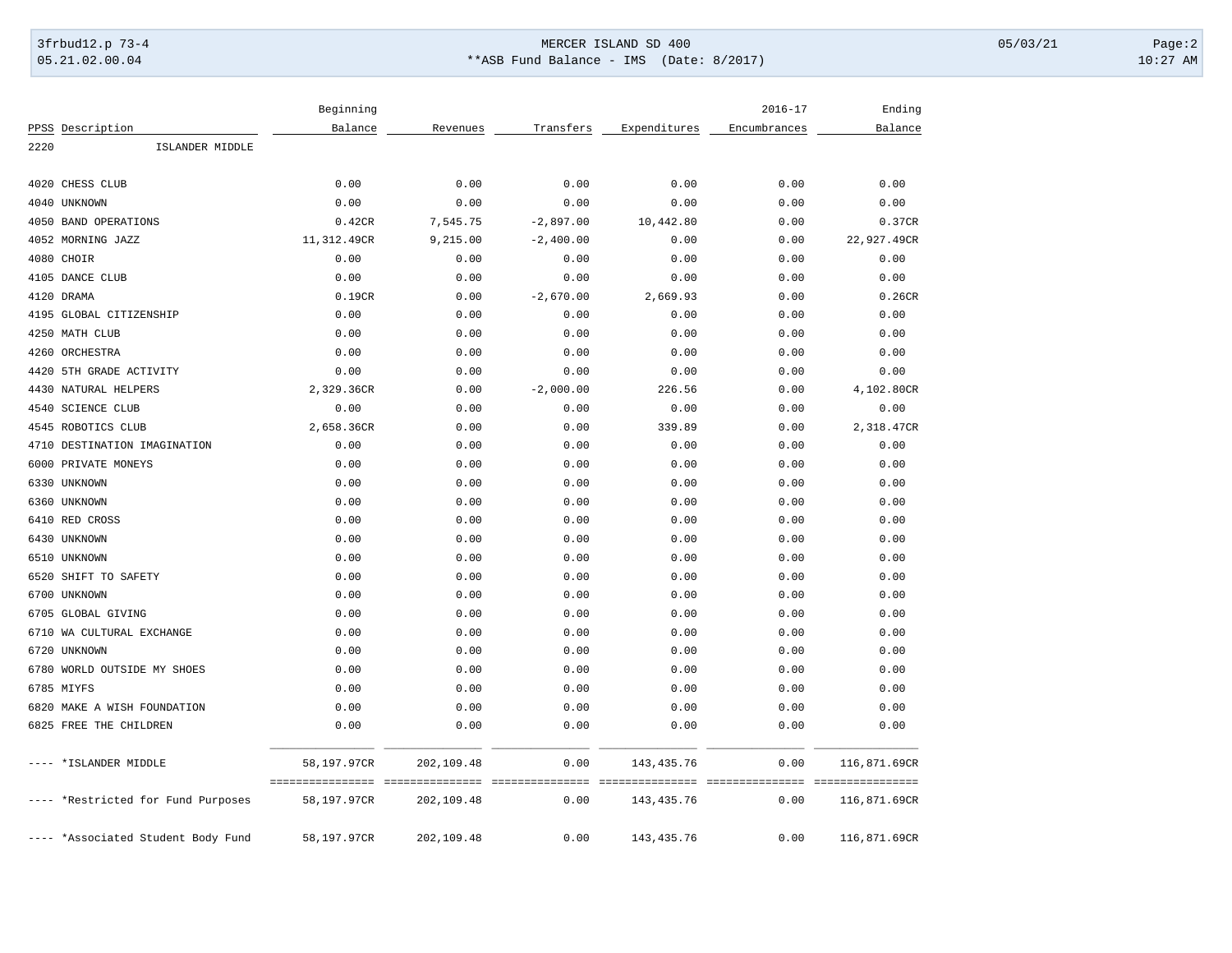| PPSS | Description | Beginning Balance | Revenues | Transfers | Expenditures | 2016-17 Encumbrances | Ending Balance |
|---|---|---|---|---|---|---|---|
| 2220 | ISLANDER MIDDLE | | | | | | |
| 4020 | CHESS CLUB | 0.00 | 0.00 | 0.00 | 0.00 | 0.00 | 0.00 |
| 4040 | UNKNOWN | 0.00 | 0.00 | 0.00 | 0.00 | 0.00 | 0.00 |
| 4050 | BAND OPERATIONS | 0.42CR | 7,545.75 | -2,897.00 | 10,442.80 | 0.00 | 0.37CR |
| 4052 | MORNING JAZZ | 11,312.49CR | 9,215.00 | -2,400.00 | 0.00 | 0.00 | 22,927.49CR |
| 4080 | CHOIR | 0.00 | 0.00 | 0.00 | 0.00 | 0.00 | 0.00 |
| 4105 | DANCE CLUB | 0.00 | 0.00 | 0.00 | 0.00 | 0.00 | 0.00 |
| 4120 | DRAMA | 0.19CR | 0.00 | -2,670.00 | 2,669.93 | 0.00 | 0.26CR |
| 4195 | GLOBAL CITIZENSHIP | 0.00 | 0.00 | 0.00 | 0.00 | 0.00 | 0.00 |
| 4250 | MATH CLUB | 0.00 | 0.00 | 0.00 | 0.00 | 0.00 | 0.00 |
| 4260 | ORCHESTRA | 0.00 | 0.00 | 0.00 | 0.00 | 0.00 | 0.00 |
| 4420 | 5TH GRADE ACTIVITY | 0.00 | 0.00 | 0.00 | 0.00 | 0.00 | 0.00 |
| 4430 | NATURAL HELPERS | 2,329.36CR | 0.00 | -2,000.00 | 226.56 | 0.00 | 4,102.80CR |
| 4540 | SCIENCE CLUB | 0.00 | 0.00 | 0.00 | 0.00 | 0.00 | 0.00 |
| 4545 | ROBOTICS CLUB | 2,658.36CR | 0.00 | 0.00 | 339.89 | 0.00 | 2,318.47CR |
| 4710 | DESTINATION IMAGINATION | 0.00 | 0.00 | 0.00 | 0.00 | 0.00 | 0.00 |
| 6000 | PRIVATE MONEYS | 0.00 | 0.00 | 0.00 | 0.00 | 0.00 | 0.00 |
| 6330 | UNKNOWN | 0.00 | 0.00 | 0.00 | 0.00 | 0.00 | 0.00 |
| 6360 | UNKNOWN | 0.00 | 0.00 | 0.00 | 0.00 | 0.00 | 0.00 |
| 6410 | RED CROSS | 0.00 | 0.00 | 0.00 | 0.00 | 0.00 | 0.00 |
| 6430 | UNKNOWN | 0.00 | 0.00 | 0.00 | 0.00 | 0.00 | 0.00 |
| 6510 | UNKNOWN | 0.00 | 0.00 | 0.00 | 0.00 | 0.00 | 0.00 |
| 6520 | SHIFT TO SAFETY | 0.00 | 0.00 | 0.00 | 0.00 | 0.00 | 0.00 |
| 6700 | UNKNOWN | 0.00 | 0.00 | 0.00 | 0.00 | 0.00 | 0.00 |
| 6705 | GLOBAL GIVING | 0.00 | 0.00 | 0.00 | 0.00 | 0.00 | 0.00 |
| 6710 | WA CULTURAL EXCHANGE | 0.00 | 0.00 | 0.00 | 0.00 | 0.00 | 0.00 |
| 6720 | UNKNOWN | 0.00 | 0.00 | 0.00 | 0.00 | 0.00 | 0.00 |
| 6780 | WORLD OUTSIDE MY SHOES | 0.00 | 0.00 | 0.00 | 0.00 | 0.00 | 0.00 |
| 6785 | MIYFS | 0.00 | 0.00 | 0.00 | 0.00 | 0.00 | 0.00 |
| 6820 | MAKE A WISH FOUNDATION | 0.00 | 0.00 | 0.00 | 0.00 | 0.00 | 0.00 |
| 6825 | FREE THE CHILDREN | 0.00 | 0.00 | 0.00 | 0.00 | 0.00 | 0.00 |
| ---- | *ISLANDER MIDDLE | 58,197.97CR | 202,109.48 | 0.00 | 143,435.76 | 0.00 | 116,871.69CR |
| ---- | *Restricted for Fund Purposes | 58,197.97CR | 202,109.48 | 0.00 | 143,435.76 | 0.00 | 116,871.69CR |
| ---- | *Associated Student Body Fund | 58,197.97CR | 202,109.48 | 0.00 | 143,435.76 | 0.00 | 116,871.69CR |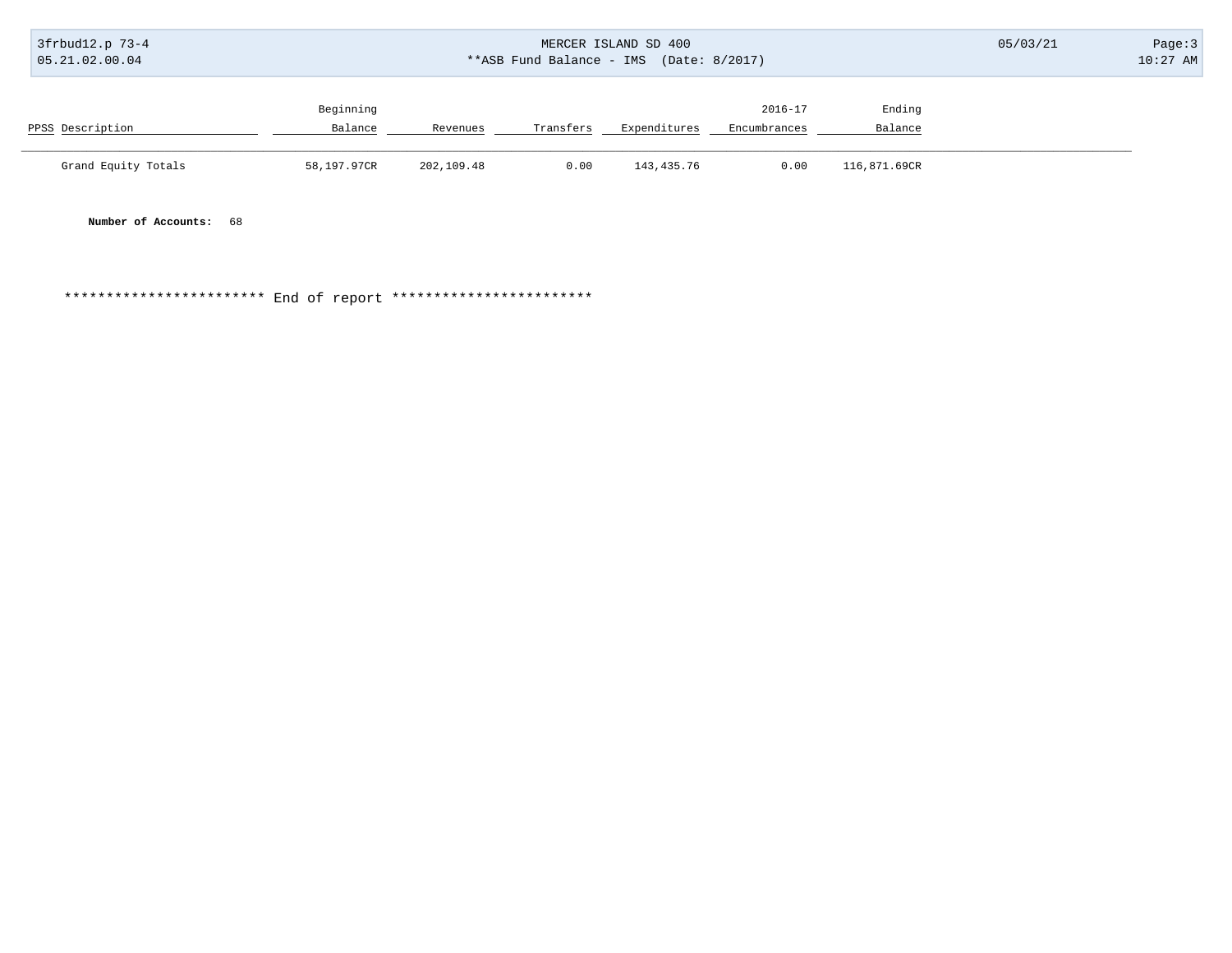| PPSS | Description | Beginning Balance | Revenues | Transfers | Expenditures | 2016-17 Encumbrances | Ending Balance |
|---|---|---|---|---|---|---|---|
| | Grand Equity Totals | 58,197.97CR | 202,109.48 | 0.00 | 143,435.76 | 0.00 | 116,871.69CR |

**Number of Accounts:** 68

************************ End of report ************************